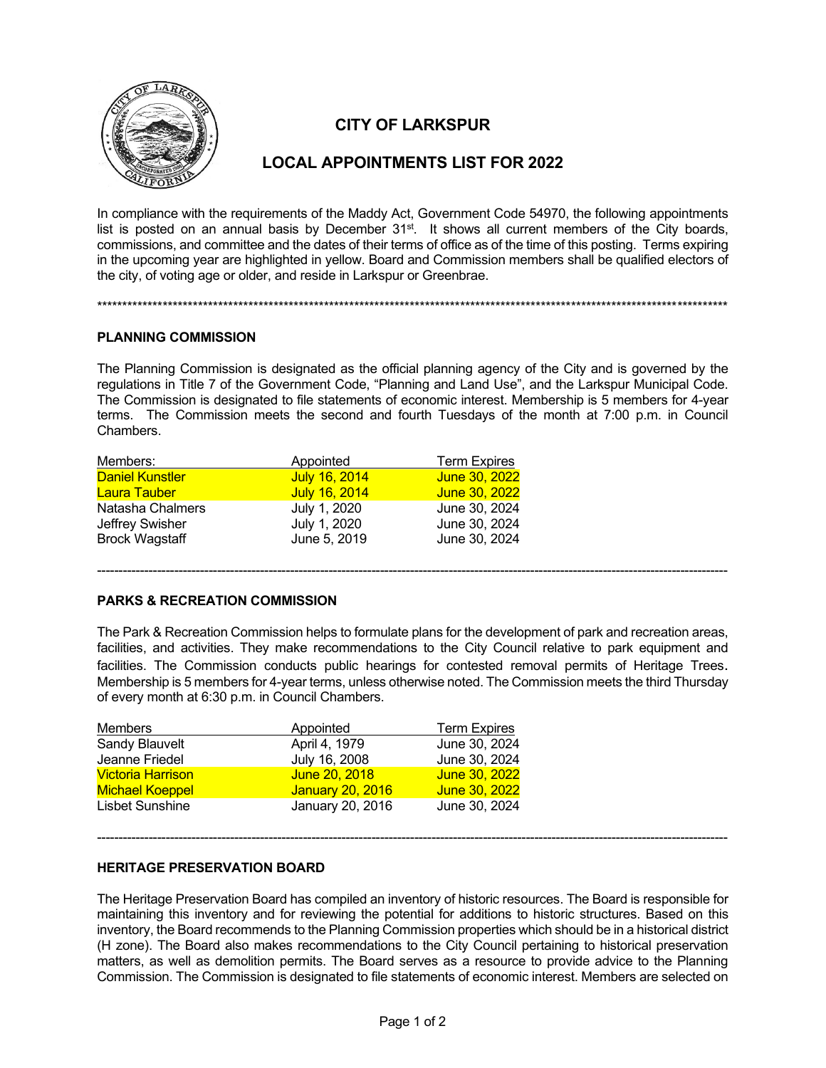# CITY OF LARKSPUR

## LOCAL APPOINTMENTS LIST FOR 2022

In compliance with the requirements of the Maddy Act, Government Code 54970, the following appointments list is posted on an annual basis by December 31st. It shows all current members of the City boards, commissions, and committee and the dates of their terms of office as of the time of this posting. Terms expiring in the upcoming year are highlighted in yellow. Board and Commission members shall be qualified electors of the city, of voting age or older, and reside in Larkspur or Greenbrae.

******************************************************************************************************************************

### PLANNING COMMISSION

The Planning Commission is designated as the official planning agency of the City and is governed by the regulations in Title 7 of the Government Code, "Planning and Land Use", and the Larkspur Municipal Code. The Commission is designated to file statements of economic interest. Membership is 5 members for 4-year terms. The Commission meets the second and fourth Tuesdays of the month at 7:00 p.m. in Council Chambers.

| Members: | Appointed | Term Expires |
|---|---|---|
| Daniel Kunstler | July 16, 2014 | June 30, 2022 |
| Laura Tauber | July 16, 2014 | June 30, 2022 |
| Natasha Chalmers | July 1, 2020 | June 30, 2024 |
| Jeffrey Swisher | July 1, 2020 | June 30, 2024 |
| Brock Wagstaff | June 5, 2019 | June 30, 2024 |

---

### PARKS & RECREATION COMMISSION

The Park & Recreation Commission helps to formulate plans for the development of park and recreation areas, facilities, and activities. They make recommendations to the City Council relative to park equipment and facilities. The Commission conducts public hearings for contested removal permits of Heritage Trees. Membership is 5 members for 4-year terms, unless otherwise noted. The Commission meets the third Thursday of every month at 6:30 p.m. in Council Chambers.

| Members | Appointed | Term Expires |
|---|---|---|
| Sandy Blauvelt | April 4, 1979 | June 30, 2024 |
| Jeanne Friedel | July 16, 2008 | June 30, 2024 |
| Victoria Harrison | June 20, 2018 | June 30, 2022 |
| Michael Koeppel | January 20, 2016 | June 30, 2022 |
| Lisbet Sunshine | January 20, 2016 | June 30, 2024 |

---

### HERITAGE PRESERVATION BOARD

The Heritage Preservation Board has compiled an inventory of historic resources. The Board is responsible for maintaining this inventory and for reviewing the potential for additions to historic structures. Based on this inventory, the Board recommends to the Planning Commission properties which should be in a historical district (H zone). The Board also makes recommendations to the City Council pertaining to historical preservation matters, as well as demolition permits. The Board serves as a resource to provide advice to the Planning Commission. The Commission is designated to file statements of economic interest. Members are selected on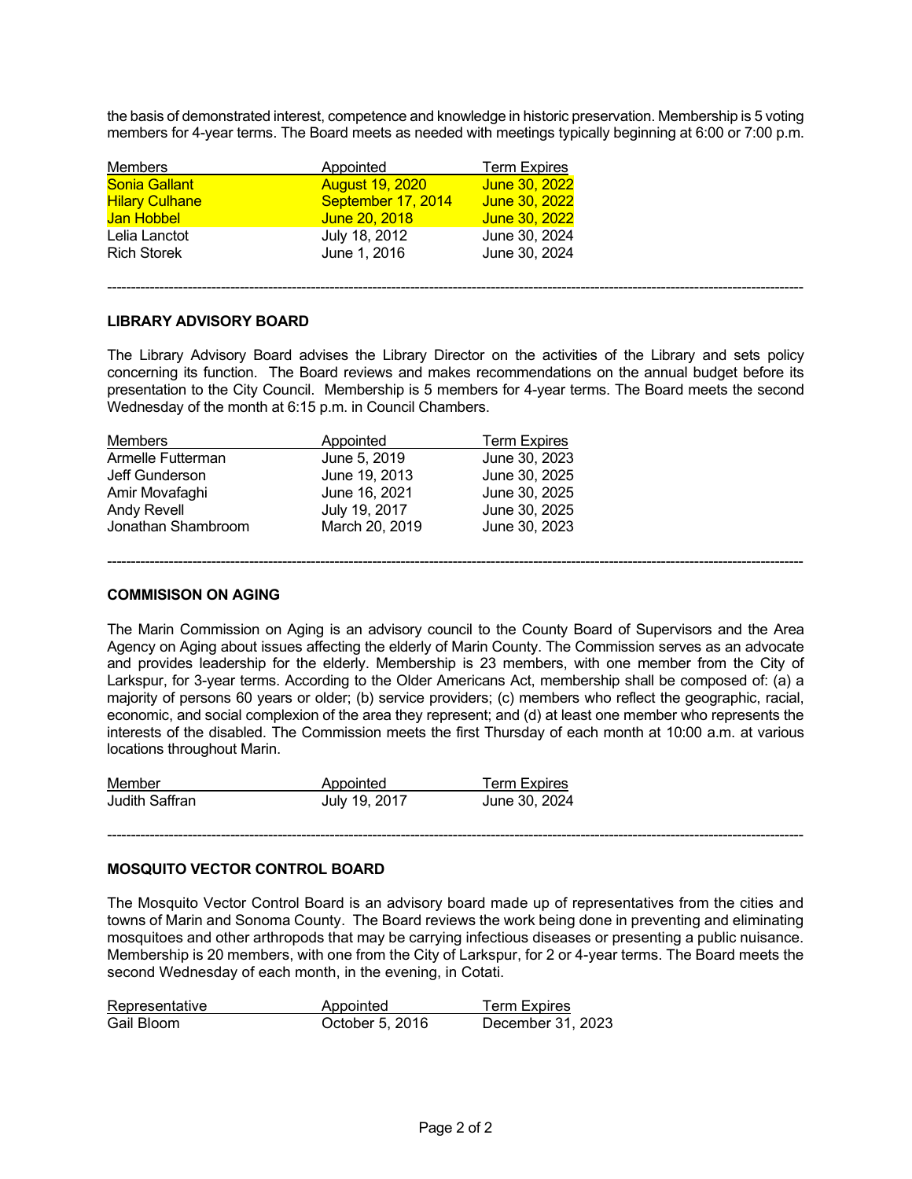the basis of demonstrated interest, competence and knowledge in historic preservation. Membership is 5 voting members for 4-year terms. The Board meets as needed with meetings typically beginning at 6:00 or 7:00 p.m.

| Members | Appointed | Term Expires |
|---|---|---|
| Sonia Gallant | August 19, 2020 | June 30, 2022 |
| Hilary Culhane | September 17, 2014 | June 30, 2022 |
| Jan Hobbel | June 20, 2018 | June 30, 2022 |
| Lelia Lanctot | July 18, 2012 | June 30, 2024 |
| Rich Storek | June 1, 2016 | June 30, 2024 |

---

**LIBRARY ADVISORY BOARD**

The Library Advisory Board advises the Library Director on the activities of the Library and sets policy concerning its function. The Board reviews and makes recommendations on the annual budget before its presentation to the City Council. Membership is 5 members for 4-year terms. The Board meets the second Wednesday of the month at 6:15 p.m. in Council Chambers.

| Members | Appointed | Term Expires |
|---|---|---|
| Armelle Futterman | June 5, 2019 | June 30, 2023 |
| Jeff Gunderson | June 19, 2013 | June 30, 2025 |
| Amir Movafaghi | June 16, 2021 | June 30, 2025 |
| Andy Revell | July 19, 2017 | June 30, 2025 |
| Jonathan Shambroom | March 20, 2019 | June 30, 2023 |

---

**COMMISISON ON AGING**

The Marin Commission on Aging is an advisory council to the County Board of Supervisors and the Area Agency on Aging about issues affecting the elderly of Marin County. The Commission serves as an advocate and provides leadership for the elderly. Membership is 23 members, with one member from the City of Larkspur, for 3-year terms. According to the Older Americans Act, membership shall be composed of: (a) a majority of persons 60 years or older; (b) service providers; (c) members who reflect the geographic, racial, economic, and social complexion of the area they represent; and (d) at least one member who represents the interests of the disabled. The Commission meets the first Thursday of each month at 10:00 a.m. at various locations throughout Marin.

| Member | Appointed | Term Expires |
|---|---|---|
| Judith Saffran | July 19, 2017 | June 30, 2024 |

---

**MOSQUITO VECTOR CONTROL BOARD**

The Mosquito Vector Control Board is an advisory board made up of representatives from the cities and towns of Marin and Sonoma County. The Board reviews the work being done in preventing and eliminating mosquitoes and other arthropods that may be carrying infectious diseases or presenting a public nuisance. Membership is 20 members, with one from the City of Larkspur, for 2 or 4-year terms. The Board meets the second Wednesday of each month, in the evening, in Cotati.

| Representative | Appointed | Term Expires |
|---|---|---|
| Gail Bloom | October 5, 2016 | December 31, 2023 |